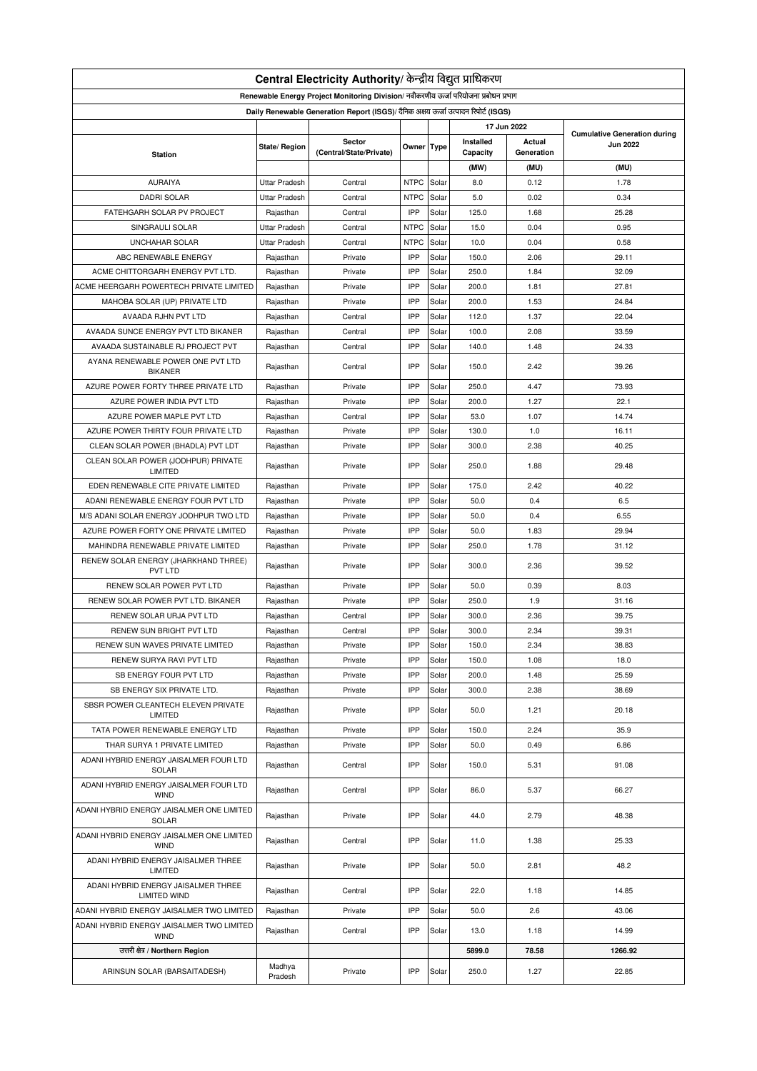# Central Electricity Authority/ केन्द्रीय विद्युत प्राधिकरण

## Renewable Energy Project Monitoring Division/ नवीकरणीय ऊर्जा परियोजना प्रबोधन प्रभाग

### Daily Renewable Generation Report (ISGS)/ दैनिक अक्षय ऊर्जा उत्पादन रिपोर्ट (ISGS)

| Station | State/ Region | Sector (Central/State/Private) | Owner | Type | 17 Jun 2022 | | Cumulative Generation during Jun 2022 |
|---|---|---|---|---|---|---|---|
| | | | | | Installed Capacity | Actual Generation | |
| | | | | | (MW) | (MU) | (MU) |
| AURAIYA | Uttar Pradesh | Central | NTPC | Solar | 8.0 | 0.12 | 1.78 |
| DADRI SOLAR | Uttar Pradesh | Central | NTPC | Solar | 5.0 | 0.02 | 0.34 |
| FATEHGARH SOLAR PV PROJECT | Rajasthan | Central | IPP | Solar | 125.0 | 1.68 | 25.28 |
| SINGRAULI SOLAR | Uttar Pradesh | Central | NTPC | Solar | 15.0 | 0.04 | 0.95 |
| UNCHAHAR SOLAR | Uttar Pradesh | Central | NTPC | Solar | 10.0 | 0.04 | 0.58 |
| ABC RENEWABLE ENERGY | Rajasthan | Private | IPP | Solar | 150.0 | 2.06 | 29.11 |
| ACME CHITTORGARH ENERGY PVT LTD. | Rajasthan | Private | IPP | Solar | 250.0 | 1.84 | 32.09 |
| ACME HEERGARH POWERTECH PRIVATE LIMITED | Rajasthan | Private | IPP | Solar | 200.0 | 1.81 | 27.81 |
| MAHOBA SOLAR (UP) PRIVATE LTD | Rajasthan | Private | IPP | Solar | 200.0 | 1.53 | 24.84 |
| AVAADA RJHN PVT LTD | Rajasthan | Central | IPP | Solar | 112.0 | 1.37 | 22.04 |
| AVAADA SUNCE ENERGY PVT LTD BIKANER | Rajasthan | Central | IPP | Solar | 100.0 | 2.08 | 33.59 |
| AVAADA SUSTAINABLE RJ PROJECT PVT | Rajasthan | Central | IPP | Solar | 140.0 | 1.48 | 24.33 |
| AYANA RENEWABLE POWER ONE PVT LTD BIKANER | Rajasthan | Central | IPP | Solar | 150.0 | 2.42 | 39.26 |
| AZURE POWER FORTY THREE PRIVATE LTD | Rajasthan | Private | IPP | Solar | 250.0 | 4.47 | 73.93 |
| AZURE POWER INDIA PVT LTD | Rajasthan | Private | IPP | Solar | 200.0 | 1.27 | 22.1 |
| AZURE POWER MAPLE PVT LTD | Rajasthan | Central | IPP | Solar | 53.0 | 1.07 | 14.74 |
| AZURE POWER THIRTY FOUR PRIVATE LTD | Rajasthan | Private | IPP | Solar | 130.0 | 1.0 | 16.11 |
| CLEAN SOLAR POWER (BHADLA) PVT LDT | Rajasthan | Private | IPP | Solar | 300.0 | 2.38 | 40.25 |
| CLEAN SOLAR POWER (JODHPUR) PRIVATE LIMITED | Rajasthan | Private | IPP | Solar | 250.0 | 1.88 | 29.48 |
| EDEN RENEWABLE CITE PRIVATE LIMITED | Rajasthan | Private | IPP | Solar | 175.0 | 2.42 | 40.22 |
| ADANI RENEWABLE ENERGY FOUR PVT LTD | Rajasthan | Private | IPP | Solar | 50.0 | 0.4 | 6.5 |
| M/S ADANI SOLAR ENERGY JODHPUR TWO LTD | Rajasthan | Private | IPP | Solar | 50.0 | 0.4 | 6.55 |
| AZURE POWER FORTY ONE PRIVATE LIMITED | Rajasthan | Private | IPP | Solar | 50.0 | 1.83 | 29.94 |
| MAHINDRA RENEWABLE PRIVATE LIMITED | Rajasthan | Private | IPP | Solar | 250.0 | 1.78 | 31.12 |
| RENEW SOLAR ENERGY (JHARKHAND THREE) PVT LTD | Rajasthan | Private | IPP | Solar | 300.0 | 2.36 | 39.52 |
| RENEW SOLAR POWER PVT LTD | Rajasthan | Private | IPP | Solar | 50.0 | 0.39 | 8.03 |
| RENEW SOLAR POWER PVT LTD. BIKANER | Rajasthan | Private | IPP | Solar | 250.0 | 1.9 | 31.16 |
| RENEW SOLAR URJA PVT LTD | Rajasthan | Central | IPP | Solar | 300.0 | 2.36 | 39.75 |
| RENEW SUN BRIGHT PVT LTD | Rajasthan | Central | IPP | Solar | 300.0 | 2.34 | 39.31 |
| RENEW SUN WAVES PRIVATE LIMITED | Rajasthan | Private | IPP | Solar | 150.0 | 2.34 | 38.83 |
| RENEW SURYA RAVI PVT LTD | Rajasthan | Private | IPP | Solar | 150.0 | 1.08 | 18.0 |
| SB ENERGY FOUR PVT LTD | Rajasthan | Private | IPP | Solar | 200.0 | 1.48 | 25.59 |
| SB ENERGY SIX PRIVATE LTD. | Rajasthan | Private | IPP | Solar | 300.0 | 2.38 | 38.69 |
| SBSR POWER CLEANTECH ELEVEN PRIVATE LIMITED | Rajasthan | Private | IPP | Solar | 50.0 | 1.21 | 20.18 |
| TATA POWER RENEWABLE ENERGY LTD | Rajasthan | Private | IPP | Solar | 150.0 | 2.24 | 35.9 |
| THAR SURYA 1 PRIVATE LIMITED | Rajasthan | Private | IPP | Solar | 50.0 | 0.49 | 6.86 |
| ADANI HYBRID ENERGY JAISALMER FOUR LTD SOLAR | Rajasthan | Central | IPP | Solar | 150.0 | 5.31 | 91.08 |
| ADANI HYBRID ENERGY JAISALMER FOUR LTD WIND | Rajasthan | Central | IPP | Solar | 86.0 | 5.37 | 66.27 |
| ADANI HYBRID ENERGY JAISALMER ONE LIMITED SOLAR | Rajasthan | Private | IPP | Solar | 44.0 | 2.79 | 48.38 |
| ADANI HYBRID ENERGY JAISALMER ONE LIMITED WIND | Rajasthan | Central | IPP | Solar | 11.0 | 1.38 | 25.33 |
| ADANI HYBRID ENERGY JAISALMER THREE LIMITED | Rajasthan | Private | IPP | Solar | 50.0 | 2.81 | 48.2 |
| ADANI HYBRID ENERGY JAISALMER THREE LIMITED WIND | Rajasthan | Central | IPP | Solar | 22.0 | 1.18 | 14.85 |
| ADANI HYBRID ENERGY JAISALMER TWO LIMITED | Rajasthan | Private | IPP | Solar | 50.0 | 2.6 | 43.06 |
| ADANI HYBRID ENERGY JAISALMER TWO LIMITED WIND | Rajasthan | Central | IPP | Solar | 13.0 | 1.18 | 14.99 |
| उत्तरी क्षेत्र / **Northern Region** | | | | | 5899.0 | 78.58 | 1266.92 |
| ARINSUN SOLAR (BARSAITADESH) | Madhya Pradesh | Private | IPP | Solar | 250.0 | 1.27 | 22.85 |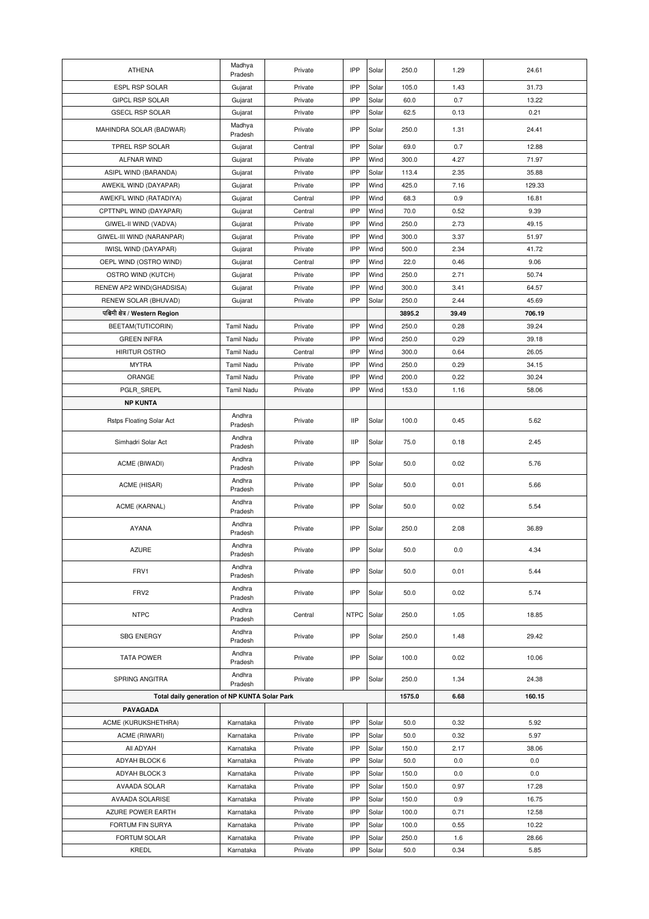| ATHENA | Madhya Pradesh | Private | IPP | Solar | 250.0 | 1.29 | 24.61 |
|---|---|---|---|---|---|---|---|
| ESPL RSP SOLAR | Gujarat | Private | IPP | Solar | 105.0 | 1.43 | 31.73 |
| GIPCL RSP SOLAR | Gujarat | Private | IPP | Solar | 60.0 | 0.7 | 13.22 |
| GSECL RSP SOLAR | Gujarat | Private | IPP | Solar | 62.5 | 0.13 | 0.21 |
| MAHINDRA SOLAR (BADWAR) | Madhya Pradesh | Private | IPP | Solar | 250.0 | 1.31 | 24.41 |
| TPREL RSP SOLAR | Gujarat | Central | IPP | Solar | 69.0 | 0.7 | 12.88 |
| ALFNAR WIND | Gujarat | Private | IPP | Wind | 300.0 | 4.27 | 71.97 |
| ASIPL WIND (BARANDA) | Gujarat | Private | IPP | Solar | 113.4 | 2.35 | 35.88 |
| AWEKIL WIND (DAYAPAR) | Gujarat | Private | IPP | Wind | 425.0 | 7.16 | 129.33 |
| AWEKFL WIND (RATADIYA) | Gujarat | Central | IPP | Wind | 68.3 | 0.9 | 16.81 |
| CPTTNPL WIND (DAYAPAR) | Gujarat | Central | IPP | Wind | 70.0 | 0.52 | 9.39 |
| GIWEL-II WIND (VADVA) | Gujarat | Private | IPP | Wind | 250.0 | 2.73 | 49.15 |
| GIWEL-III WIND (NARANPAR) | Gujarat | Private | IPP | Wind | 300.0 | 3.37 | 51.97 |
| IWISL WIND (DAYAPAR) | Gujarat | Private | IPP | Wind | 500.0 | 2.34 | 41.72 |
| OEPL WIND (OSTRO WIND) | Gujarat | Central | IPP | Wind | 22.0 | 0.46 | 9.06 |
| OSTRO WIND (KUTCH) | Gujarat | Private | IPP | Wind | 250.0 | 2.71 | 50.74 |
| RENEW AP2 WIND(GHADSISA) | Gujarat | Private | IPP | Wind | 300.0 | 3.41 | 64.57 |
| RENEW SOLAR (BHUVAD) | Gujarat | Private | IPP | Solar | 250.0 | 2.44 | 45.69 |
| **पश्चिमी क्षेत्र / Western Region** | | | | | **3895.2** | **39.49** | **706.19** |
| BEETAM(TUTICORIN) | Tamil Nadu | Private | IPP | Wind | 250.0 | 0.28 | 39.24 |
| GREEN INFRA | Tamil Nadu | Private | IPP | Wind | 250.0 | 0.29 | 39.18 |
| HIRITUR OSTRO | Tamil Nadu | Central | IPP | Wind | 300.0 | 0.64 | 26.05 |
| MYTRA | Tamil Nadu | Private | IPP | Wind | 250.0 | 0.29 | 34.15 |
| ORANGE | Tamil Nadu | Private | IPP | Wind | 200.0 | 0.22 | 30.24 |
| PGLR_SREPL | Tamil Nadu | Private | IPP | Wind | 153.0 | 1.16 | 58.06 |
| **NP KUNTA** | | | | | | | |
| Rstps Floating Solar Act | Andhra Pradesh | Private | IIP | Solar | 100.0 | 0.45 | 5.62 |
| Simhadri Solar Act | Andhra Pradesh | Private | IIP | Solar | 75.0 | 0.18 | 2.45 |
| ACME (BIWADI) | Andhra Pradesh | Private | IPP | Solar | 50.0 | 0.02 | 5.76 |
| ACME (HISAR) | Andhra Pradesh | Private | IPP | Solar | 50.0 | 0.01 | 5.66 |
| ACME (KARNAL) | Andhra Pradesh | Private | IPP | Solar | 50.0 | 0.02 | 5.54 |
| AYANA | Andhra Pradesh | Private | IPP | Solar | 250.0 | 2.08 | 36.89 |
| AZURE | Andhra Pradesh | Private | IPP | Solar | 50.0 | 0.0 | 4.34 |
| FRV1 | Andhra Pradesh | Private | IPP | Solar | 50.0 | 0.01 | 5.44 |
| FRV2 | Andhra Pradesh | Private | IPP | Solar | 50.0 | 0.02 | 5.74 |
| NTPC | Andhra Pradesh | Central | NTPC | Solar | 250.0 | 1.05 | 18.85 |
| SBG ENERGY | Andhra Pradesh | Private | IPP | Solar | 250.0 | 1.48 | 29.42 |
| TATA POWER | Andhra Pradesh | Private | IPP | Solar | 100.0 | 0.02 | 10.06 |
| SPRING ANGITRA | Andhra Pradesh | Private | IPP | Solar | 250.0 | 1.34 | 24.38 |
| **Total daily generation of NP KUNTA Solar Park** | | | | | **1575.0** | **6.68** | **160.15** |
| **PAVAGADA** | | | | | | | |
| ACME (KURUKSHETHRA) | Karnataka | Private | IPP | Solar | 50.0 | 0.32 | 5.92 |
| ACME (RIWARI) | Karnataka | Private | IPP | Solar | 50.0 | 0.32 | 5.97 |
| All ADYAH | Karnataka | Private | IPP | Solar | 150.0 | 2.17 | 38.06 |
| ADYAH BLOCK 6 | Karnataka | Private | IPP | Solar | 50.0 | 0.0 | 0.0 |
| ADYAH BLOCK 3 | Karnataka | Private | IPP | Solar | 150.0 | 0.0 | 0.0 |
| AVAADA SOLAR | Karnataka | Private | IPP | Solar | 150.0 | 0.97 | 17.28 |
| AVAADA SOLARISE | Karnataka | Private | IPP | Solar | 150.0 | 0.9 | 16.75 |
| AZURE POWER EARTH | Karnataka | Private | IPP | Solar | 100.0 | 0.71 | 12.58 |
| FORTUM FIN SURYA | Karnataka | Private | IPP | Solar | 100.0 | 0.55 | 10.22 |
| FORTUM SOLAR | Karnataka | Private | IPP | Solar | 250.0 | 1.6 | 28.66 |
| KREDL | Karnataka | Private | IPP | Solar | 50.0 | 0.34 | 5.85 |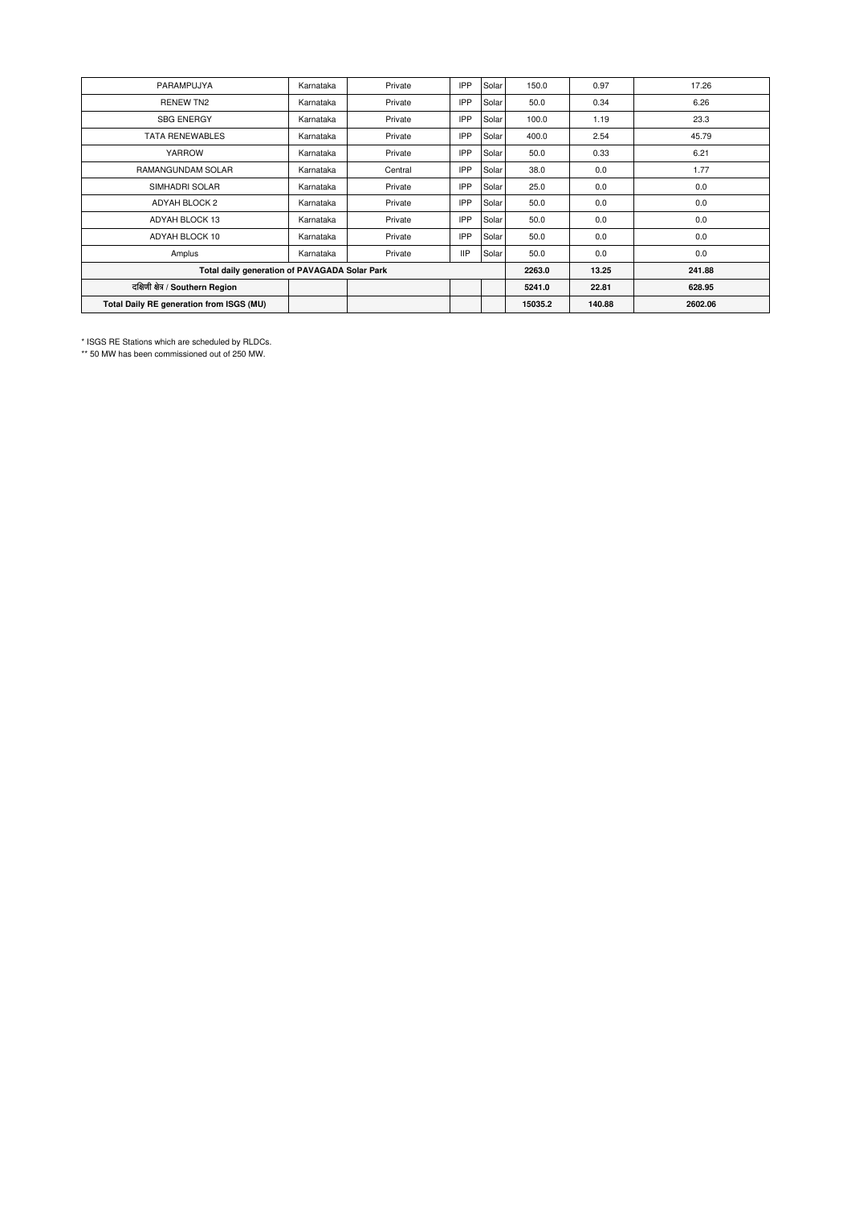| | | | | | | | |
|---|---|---|---|---|---|---|---|
| PARAMPUJYA | Karnataka | Private | IPP | Solar | 150.0 | 0.97 | 17.26 |
| RENEW TN2 | Karnataka | Private | IPP | Solar | 50.0 | 0.34 | 6.26 |
| SBG ENERGY | Karnataka | Private | IPP | Solar | 100.0 | 1.19 | 23.3 |
| TATA RENEWABLES | Karnataka | Private | IPP | Solar | 400.0 | 2.54 | 45.79 |
| YARROW | Karnataka | Private | IPP | Solar | 50.0 | 0.33 | 6.21 |
| RAMANGUNDAM SOLAR | Karnataka | Central | IPP | Solar | 38.0 | 0.0 | 1.77 |
| SIMHADRI SOLAR | Karnataka | Private | IPP | Solar | 25.0 | 0.0 | 0.0 |
| ADYAH BLOCK 2 | Karnataka | Private | IPP | Solar | 50.0 | 0.0 | 0.0 |
| ADYAH BLOCK 13 | Karnataka | Private | IPP | Solar | 50.0 | 0.0 | 0.0 |
| ADYAH BLOCK 10 | Karnataka | Private | IPP | Solar | 50.0 | 0.0 | 0.0 |
| Amplus | Karnataka | Private | IIP | Solar | 50.0 | 0.0 | 0.0 |
| **Total daily generation of PAVAGADA Solar Park** | | | | | **2263.0** | **13.25** | **241.88** |
| **दक्षिणी क्षेत्र / Southern Region** | | | | | **5241.0** | **22.81** | **628.95** |
| **Total Daily RE generation from ISGS (MU)** | | | | | **15035.2** | **140.88** | **2602.06** |

* ISGS RE Stations which are scheduled by RLDCs.

** 50 MW has been commissioned out of 250 MW.